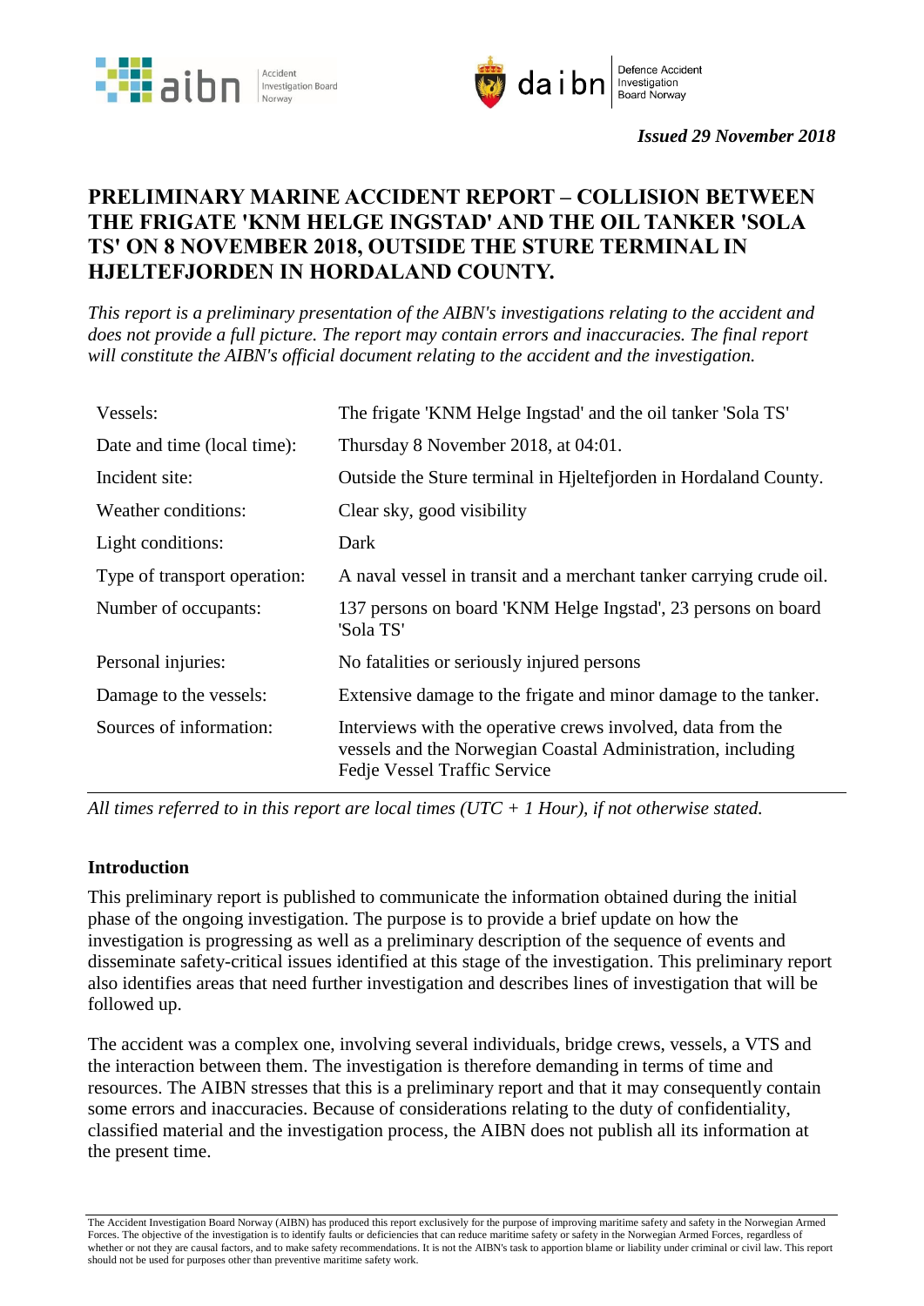*Issued 29 November 2018*

# PRELIMINARY MARINE ACCIDENT REPORT – COLLISION BETWEEN THE FRIGATE 'KNM HELGE INGSTAD' AND THE OIL TANKER 'SOLA TS' ON 8 NOVEMBER 2018, OUTSIDE THE STURE TERMINAL IN HJELTEFJORDEN IN HORDALAND COUNTY.

*This report is a preliminary presentation of the AIBN's investigations relating to the accident and does not provide a full picture. The report may contain errors and inaccuracies. The final report will constitute the AIBN's official document relating to the accident and the investigation.*

| | |
|---|---|
| Vessels: | The frigate 'KNM Helge Ingstad' and the oil tanker 'Sola TS' |
| Date and time (local time): | Thursday 8 November 2018, at 04:01. |
| Incident site: | Outside the Sture terminal in Hjeltefjorden in Hordaland County. |
| Weather conditions: | Clear sky, good visibility |
| Light conditions: | Dark |
| Type of transport operation: | A naval vessel in transit and a merchant tanker carrying crude oil. |
| Number of occupants: | 137 persons on board 'KNM Helge Ingstad', 23 persons on board 'Sola TS' |
| Personal injuries: | No fatalities or seriously injured persons |
| Damage to the vessels: | Extensive damage to the frigate and minor damage to the tanker. |
| Sources of information: | Interviews with the operative crews involved, data from the vessels and the Norwegian Coastal Administration, including Fedje Vessel Traffic Service |

*All times referred to in this report are local times (UTC + 1 Hour), if not otherwise stated.*

## Introduction

This preliminary report is published to communicate the information obtained during the initial phase of the ongoing investigation. The purpose is to provide a brief update on how the investigation is progressing as well as a preliminary description of the sequence of events and disseminate safety-critical issues identified at this stage of the investigation. This preliminary report also identifies areas that need further investigation and describes lines of investigation that will be followed up.

The accident was a complex one, involving several individuals, bridge crews, vessels, a VTS and the interaction between them. The investigation is therefore demanding in terms of time and resources. The AIBN stresses that this is a preliminary report and that it may consequently contain some errors and inaccuracies. Because of considerations relating to the duty of confidentiality, classified material and the investigation process, the AIBN does not publish all its information at the present time.

The Accident Investigation Board Norway (AIBN) has produced this report exclusively for the purpose of improving maritime safety and safety in the Norwegian Armed Forces. The objective of the investigation is to identify faults or deficiencies that can reduce maritime safety or safety in the Norwegian Armed Forces, regardless of whether or not they are causal factors, and to make safety recommendations. It is not the AIBN's task to apportion blame or liability under criminal or civil law. This report should not be used for purposes other than preventive maritime safety work.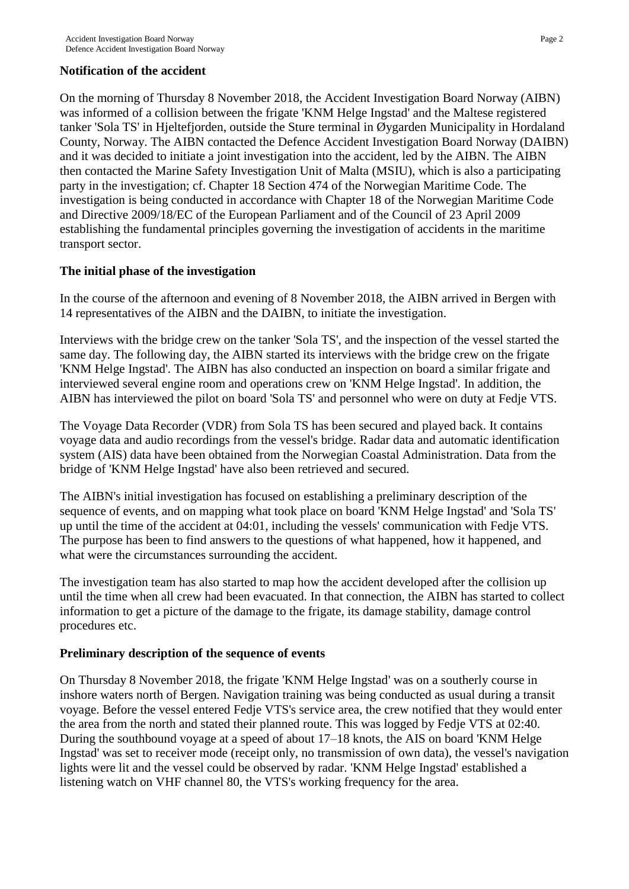## Notification of the accident

On the morning of Thursday 8 November 2018, the Accident Investigation Board Norway (AIBN) was informed of a collision between the frigate 'KNM Helge Ingstad' and the Maltese registered tanker 'Sola TS' in Hjeltefjorden, outside the Sture terminal in Øygarden Municipality in Hordaland County, Norway. The AIBN contacted the Defence Accident Investigation Board Norway (DAIBN) and it was decided to initiate a joint investigation into the accident, led by the AIBN. The AIBN then contacted the Marine Safety Investigation Unit of Malta (MSIU), which is also a participating party in the investigation; cf. Chapter 18 Section 474 of the Norwegian Maritime Code. The investigation is being conducted in accordance with Chapter 18 of the Norwegian Maritime Code and Directive 2009/18/EC of the European Parliament and of the Council of 23 April 2009 establishing the fundamental principles governing the investigation of accidents in the maritime transport sector.

## The initial phase of the investigation

In the course of the afternoon and evening of 8 November 2018, the AIBN arrived in Bergen with 14 representatives of the AIBN and the DAIBN, to initiate the investigation.

Interviews with the bridge crew on the tanker 'Sola TS', and the inspection of the vessel started the same day. The following day, the AIBN started its interviews with the bridge crew on the frigate 'KNM Helge Ingstad'. The AIBN has also conducted an inspection on board a similar frigate and interviewed several engine room and operations crew on 'KNM Helge Ingstad'. In addition, the AIBN has interviewed the pilot on board 'Sola TS' and personnel who were on duty at Fedje VTS.

The Voyage Data Recorder (VDR) from Sola TS has been secured and played back. It contains voyage data and audio recordings from the vessel's bridge. Radar data and automatic identification system (AIS) data have been obtained from the Norwegian Coastal Administration. Data from the bridge of 'KNM Helge Ingstad' have also been retrieved and secured.

The AIBN's initial investigation has focused on establishing a preliminary description of the sequence of events, and on mapping what took place on board 'KNM Helge Ingstad' and 'Sola TS' up until the time of the accident at 04:01, including the vessels' communication with Fedje VTS. The purpose has been to find answers to the questions of what happened, how it happened, and what were the circumstances surrounding the accident.

The investigation team has also started to map how the accident developed after the collision up until the time when all crew had been evacuated. In that connection, the AIBN has started to collect information to get a picture of the damage to the frigate, its damage stability, damage control procedures etc.

## Preliminary description of the sequence of events

On Thursday 8 November 2018, the frigate 'KNM Helge Ingstad' was on a southerly course in inshore waters north of Bergen. Navigation training was being conducted as usual during a transit voyage. Before the vessel entered Fedje VTS's service area, the crew notified that they would enter the area from the north and stated their planned route. This was logged by Fedje VTS at 02:40. During the southbound voyage at a speed of about 17–18 knots, the AIS on board 'KNM Helge Ingstad' was set to receiver mode (receipt only, no transmission of own data), the vessel's navigation lights were lit and the vessel could be observed by radar. 'KNM Helge Ingstad' established a listening watch on VHF channel 80, the VTS's working frequency for the area.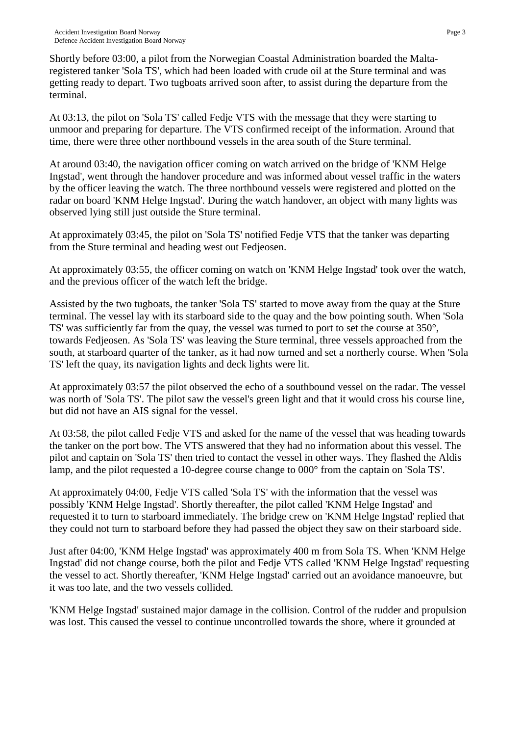Shortly before 03:00, a pilot from the Norwegian Coastal Administration boarded the Malta-registered tanker 'Sola TS', which had been loaded with crude oil at the Sture terminal and was getting ready to depart. Two tugboats arrived soon after, to assist during the departure from the terminal.

At 03:13, the pilot on 'Sola TS' called Fedje VTS with the message that they were starting to unmoor and preparing for departure. The VTS confirmed receipt of the information. Around that time, there were three other northbound vessels in the area south of the Sture terminal.

At around 03:40, the navigation officer coming on watch arrived on the bridge of 'KNM Helge Ingstad', went through the handover procedure and was informed about vessel traffic in the waters by the officer leaving the watch. The three northbound vessels were registered and plotted on the radar on board 'KNM Helge Ingstad'. During the watch handover, an object with many lights was observed lying still just outside the Sture terminal.

At approximately 03:45, the pilot on 'Sola TS' notified Fedje VTS that the tanker was departing from the Sture terminal and heading west out Fedjeosen.

At approximately 03:55, the officer coming on watch on 'KNM Helge Ingstad' took over the watch, and the previous officer of the watch left the bridge.

Assisted by the two tugboats, the tanker 'Sola TS' started to move away from the quay at the Sture terminal. The vessel lay with its starboard side to the quay and the bow pointing south. When 'Sola TS' was sufficiently far from the quay, the vessel was turned to port to set the course at 350°, towards Fedjeosen. As 'Sola TS' was leaving the Sture terminal, three vessels approached from the south, at starboard quarter of the tanker, as it had now turned and set a northerly course. When 'Sola TS' left the quay, its navigation lights and deck lights were lit.

At approximately 03:57 the pilot observed the echo of a southbound vessel on the radar. The vessel was north of 'Sola TS'. The pilot saw the vessel's green light and that it would cross his course line, but did not have an AIS signal for the vessel.

At 03:58, the pilot called Fedje VTS and asked for the name of the vessel that was heading towards the tanker on the port bow. The VTS answered that they had no information about this vessel. The pilot and captain on 'Sola TS' then tried to contact the vessel in other ways. They flashed the Aldis lamp, and the pilot requested a 10-degree course change to 000° from the captain on 'Sola TS'.

At approximately 04:00, Fedje VTS called 'Sola TS' with the information that the vessel was possibly 'KNM Helge Ingstad'. Shortly thereafter, the pilot called 'KNM Helge Ingstad' and requested it to turn to starboard immediately. The bridge crew on 'KNM Helge Ingstad' replied that they could not turn to starboard before they had passed the object they saw on their starboard side.

Just after 04:00, 'KNM Helge Ingstad' was approximately 400 m from Sola TS. When 'KNM Helge Ingstad' did not change course, both the pilot and Fedje VTS called 'KNM Helge Ingstad' requesting the vessel to act. Shortly thereafter, 'KNM Helge Ingstad' carried out an avoidance manoeuvre, but it was too late, and the two vessels collided.

'KNM Helge Ingstad' sustained major damage in the collision. Control of the rudder and propulsion was lost. This caused the vessel to continue uncontrolled towards the shore, where it grounded at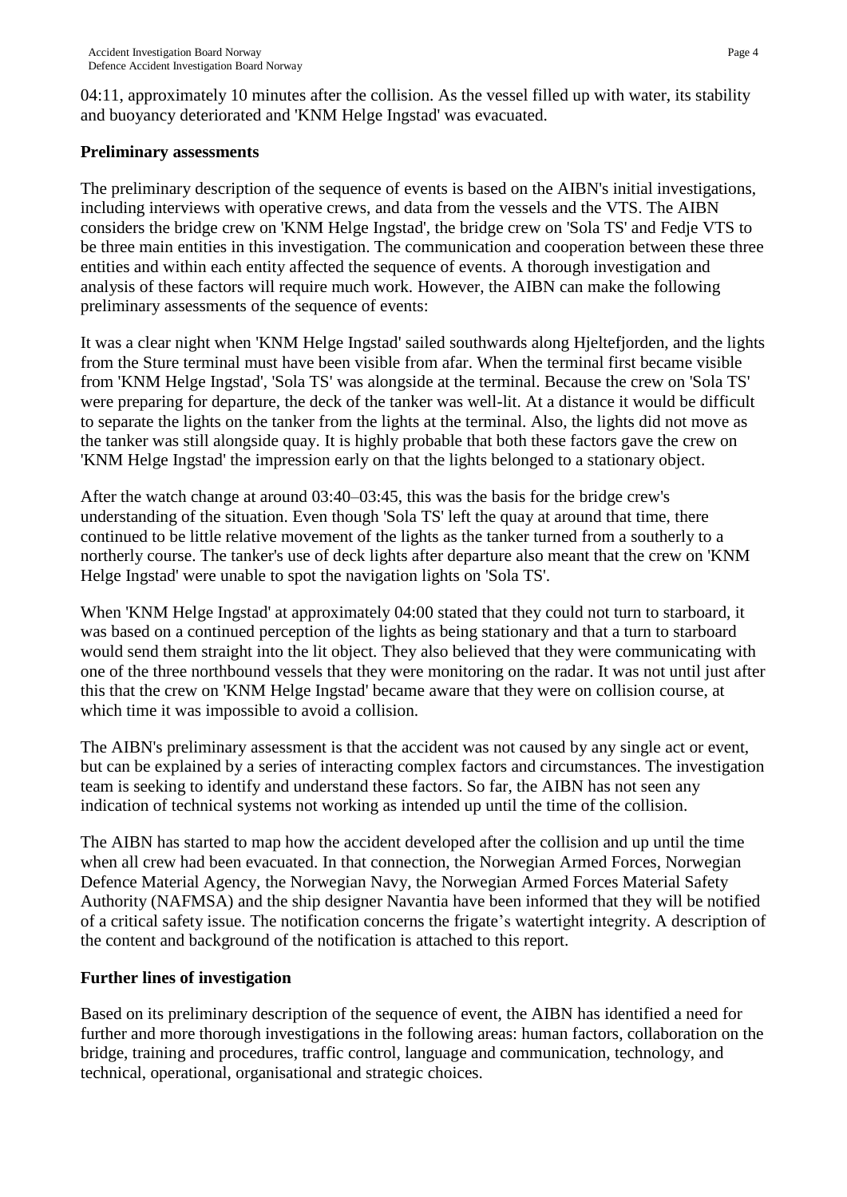04:11, approximately 10 minutes after the collision. As the vessel filled up with water, its stability and buoyancy deteriorated and 'KNM Helge Ingstad' was evacuated.

**Preliminary assessments**

The preliminary description of the sequence of events is based on the AIBN's initial investigations, including interviews with operative crews, and data from the vessels and the VTS. The AIBN considers the bridge crew on 'KNM Helge Ingstad', the bridge crew on 'Sola TS' and Fedje VTS to be three main entities in this investigation. The communication and cooperation between these three entities and within each entity affected the sequence of events. A thorough investigation and analysis of these factors will require much work. However, the AIBN can make the following preliminary assessments of the sequence of events:

It was a clear night when 'KNM Helge Ingstad' sailed southwards along Hjeltefjorden, and the lights from the Sture terminal must have been visible from afar. When the terminal first became visible from 'KNM Helge Ingstad', 'Sola TS' was alongside at the terminal. Because the crew on 'Sola TS' were preparing for departure, the deck of the tanker was well-lit. At a distance it would be difficult to separate the lights on the tanker from the lights at the terminal. Also, the lights did not move as the tanker was still alongside quay. It is highly probable that both these factors gave the crew on 'KNM Helge Ingstad' the impression early on that the lights belonged to a stationary object.

After the watch change at around 03:40–03:45, this was the basis for the bridge crew's understanding of the situation. Even though 'Sola TS' left the quay at around that time, there continued to be little relative movement of the lights as the tanker turned from a southerly to a northerly course. The tanker's use of deck lights after departure also meant that the crew on 'KNM Helge Ingstad' were unable to spot the navigation lights on 'Sola TS'.

When 'KNM Helge Ingstad' at approximately 04:00 stated that they could not turn to starboard, it was based on a continued perception of the lights as being stationary and that a turn to starboard would send them straight into the lit object. They also believed that they were communicating with one of the three northbound vessels that they were monitoring on the radar. It was not until just after this that the crew on 'KNM Helge Ingstad' became aware that they were on collision course, at which time it was impossible to avoid a collision.

The AIBN's preliminary assessment is that the accident was not caused by any single act or event, but can be explained by a series of interacting complex factors and circumstances. The investigation team is seeking to identify and understand these factors. So far, the AIBN has not seen any indication of technical systems not working as intended up until the time of the collision.

The AIBN has started to map how the accident developed after the collision and up until the time when all crew had been evacuated. In that connection, the Norwegian Armed Forces, Norwegian Defence Material Agency, the Norwegian Navy, the Norwegian Armed Forces Material Safety Authority (NAFMSA) and the ship designer Navantia have been informed that they will be notified of a critical safety issue. The notification concerns the frigate's watertight integrity. A description of the content and background of the notification is attached to this report.

**Further lines of investigation**

Based on its preliminary description of the sequence of event, the AIBN has identified a need for further and more thorough investigations in the following areas: human factors, collaboration on the bridge, training and procedures, traffic control, language and communication, technology, and technical, operational, organisational and strategic choices.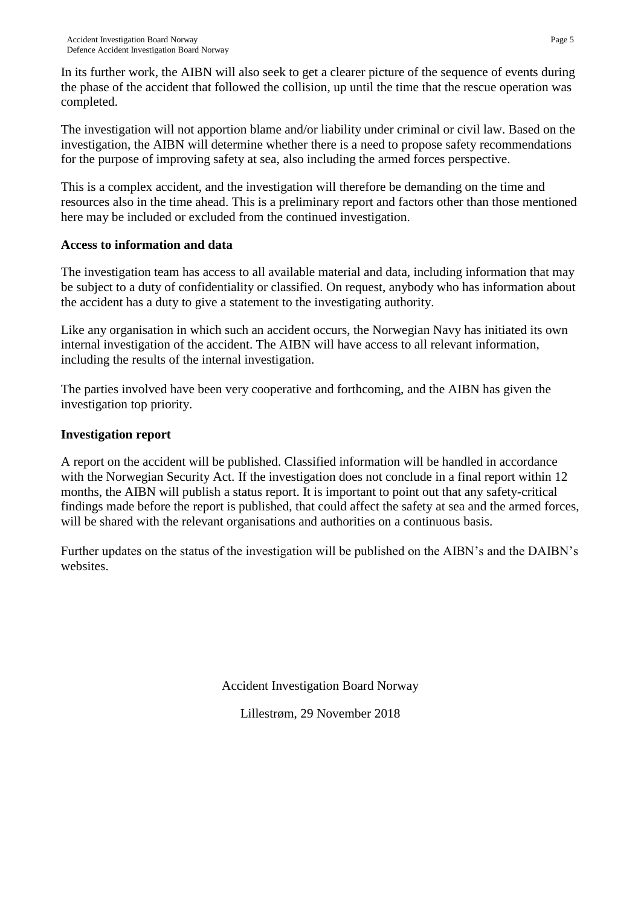In its further work, the AIBN will also seek to get a clearer picture of the sequence of events during the phase of the accident that followed the collision, up until the time that the rescue operation was completed.

The investigation will not apportion blame and/or liability under criminal or civil law. Based on the investigation, the AIBN will determine whether there is a need to propose safety recommendations for the purpose of improving safety at sea, also including the armed forces perspective.

This is a complex accident, and the investigation will therefore be demanding on the time and resources also in the time ahead. This is a preliminary report and factors other than those mentioned here may be included or excluded from the continued investigation.

**Access to information and data**

The investigation team has access to all available material and data, including information that may be subject to a duty of confidentiality or classified. On request, anybody who has information about the accident has a duty to give a statement to the investigating authority.

Like any organisation in which such an accident occurs, the Norwegian Navy has initiated its own internal investigation of the accident. The AIBN will have access to all relevant information, including the results of the internal investigation.

The parties involved have been very cooperative and forthcoming, and the AIBN has given the investigation top priority.

**Investigation report**

A report on the accident will be published. Classified information will be handled in accordance with the Norwegian Security Act. If the investigation does not conclude in a final report within 12 months, the AIBN will publish a status report. It is important to point out that any safety-critical findings made before the report is published, that could affect the safety at sea and the armed forces, will be shared with the relevant organisations and authorities on a continuous basis.

Further updates on the status of the investigation will be published on the AIBN's and the DAIBN's websites.

Accident Investigation Board Norway

Lillestrøm, 29 November 2018